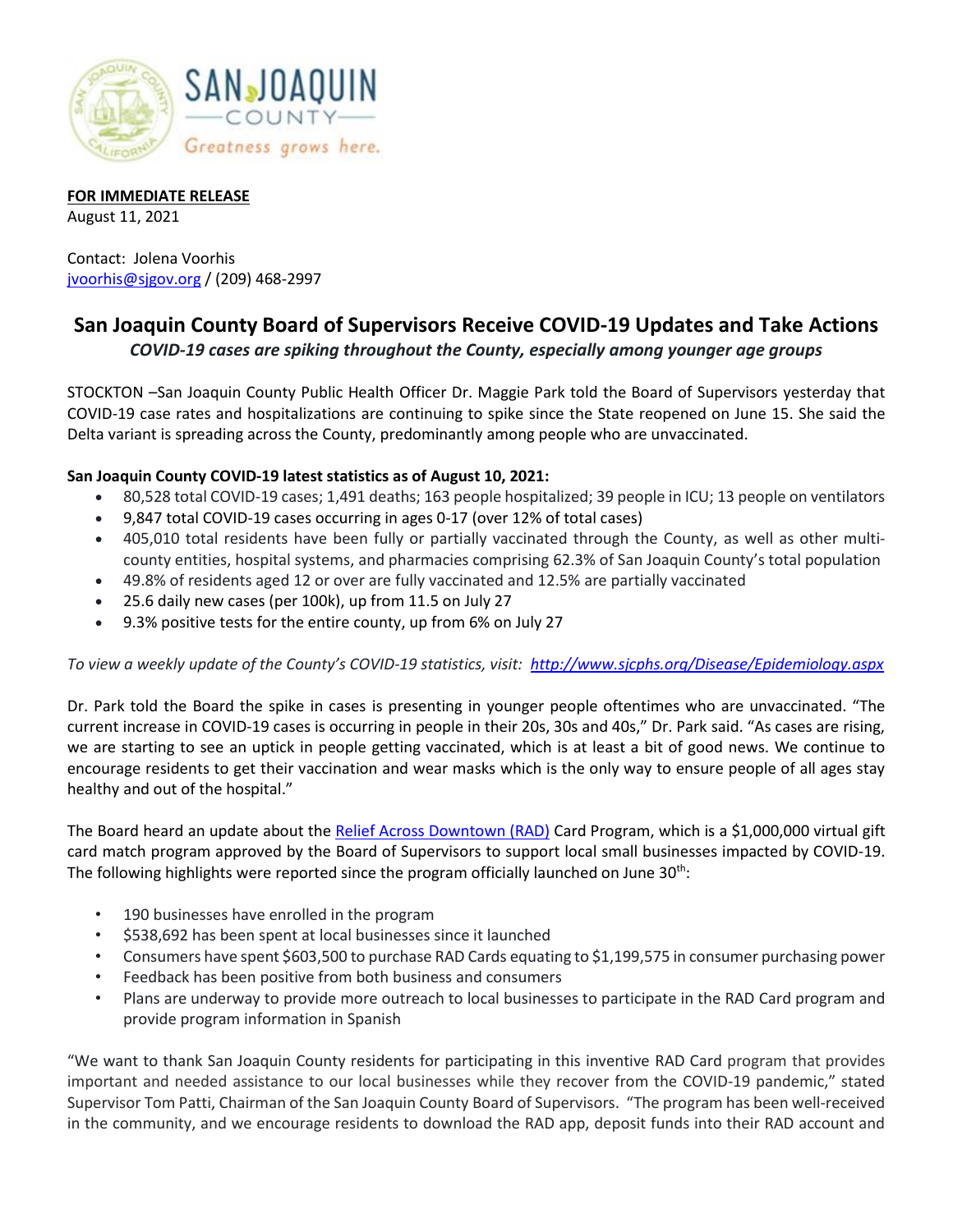**FOR IMMEDIATE RELEASE**
August 11, 2021

Contact: Jolena Voorhis
jvoorhis@sjgov.org / (209) 468-2997

# San Joaquin County Board of Supervisors Receive COVID-19 Updates and Take Actions

***COVID-19 cases are spiking throughout the County, especially among younger age groups***

STOCKTON –San Joaquin County Public Health Officer Dr. Maggie Park told the Board of Supervisors yesterday that COVID-19 case rates and hospitalizations are continuing to spike since the State reopened on June 15. She said the Delta variant is spreading across the County, predominantly among people who are unvaccinated.

**San Joaquin County COVID-19 latest statistics as of August 10, 2021:**

- 80,528 total COVID-19 cases; 1,491 deaths; 163 people hospitalized; 39 people in ICU; 13 people on ventilators
- 9,847 total COVID-19 cases occurring in ages 0-17 (over 12% of total cases)
- 405,010 total residents have been fully or partially vaccinated through the County, as well as other multi-county entities, hospital systems, and pharmacies comprising 62.3% of San Joaquin County's total population
- 49.8% of residents aged 12 or over are fully vaccinated and 12.5% are partially vaccinated
- 25.6 daily new cases (per 100k), up from 11.5 on July 27
- 9.3% positive tests for the entire county, up from 6% on July 27

*To view a weekly update of the County's COVID-19 statistics, visit: http://www.sjcphs.org/Disease/Epidemiology.aspx*

Dr. Park told the Board the spike in cases is presenting in younger people oftentimes who are unvaccinated. "The current increase in COVID-19 cases is occurring in people in their 20s, 30s and 40s," Dr. Park said. "As cases are rising, we are starting to see an uptick in people getting vaccinated, which is at least a bit of good news. We continue to encourage residents to get their vaccination and wear masks which is the only way to ensure people of all ages stay healthy and out of the hospital."

The Board heard an update about the Relief Across Downtown (RAD) Card Program, which is a $1,000,000 virtual gift card match program approved by the Board of Supervisors to support local small businesses impacted by COVID-19. The following highlights were reported since the program officially launched on June 30th:

- 190 businesses have enrolled in the program
- $538,692 has been spent at local businesses since it launched
- Consumers have spent $603,500 to purchase RAD Cards equating to $1,199,575 in consumer purchasing power
- Feedback has been positive from both business and consumers
- Plans are underway to provide more outreach to local businesses to participate in the RAD Card program and provide program information in Spanish

"We want to thank San Joaquin County residents for participating in this inventive RAD Card program that provides important and needed assistance to our local businesses while they recover from the COVID-19 pandemic," stated Supervisor Tom Patti, Chairman of the San Joaquin County Board of Supervisors. "The program has been well-received in the community, and we encourage residents to download the RAD app, deposit funds into their RAD account and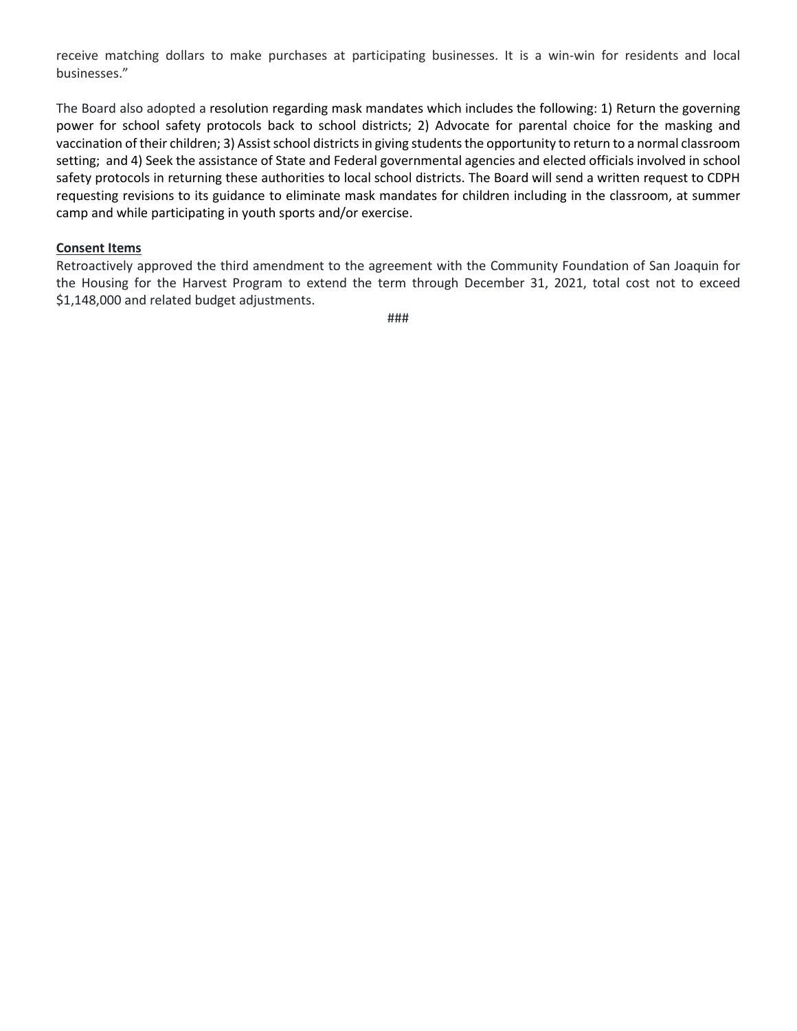receive matching dollars to make purchases at participating businesses. It is a win-win for residents and local businesses."

The Board also adopted a resolution regarding mask mandates which includes the following: 1) Return the governing power for school safety protocols back to school districts; 2) Advocate for parental choice for the masking and vaccination of their children; 3) Assist school districts in giving students the opportunity to return to a normal classroom setting; and 4) Seek the assistance of State and Federal governmental agencies and elected officials involved in school safety protocols in returning these authorities to local school districts. The Board will send a written request to CDPH requesting revisions to its guidance to eliminate mask mandates for children including in the classroom, at summer camp and while participating in youth sports and/or exercise.

**Consent Items**

Retroactively approved the third amendment to the agreement with the Community Foundation of San Joaquin for the Housing for the Harvest Program to extend the term through December 31, 2021, total cost not to exceed $1,148,000 and related budget adjustments.

###